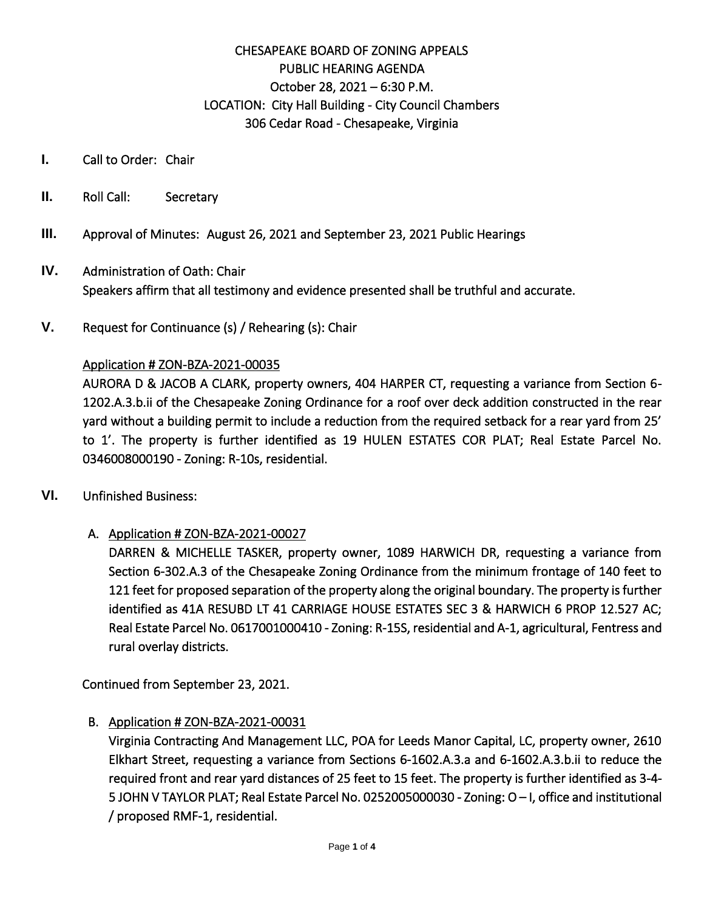# CHESAPEAKE BOARD OF ZONING APPEALS
## PUBLIC HEARING AGENDA
### October 28, 2021 – 6:30 P.M.
### LOCATION: City Hall Building - City Council Chambers
### 306 Cedar Road - Chesapeake, Virginia

**I.** Call to Order: Chair

**II.** Roll Call: Secretary

**III.** Approval of Minutes: August 26, 2021 and September 23, 2021 Public Hearings

**IV.** Administration of Oath: Chair
Speakers affirm that all testimony and evidence presented shall be truthful and accurate.

**V.** Request for Continuance (s) / Rehearing (s): Chair

Application # ZON-BZA-2021-00035
AURORA D & JACOB A CLARK, property owners, 404 HARPER CT, requesting a variance from Section 6-1202.A.3.b.ii of the Chesapeake Zoning Ordinance for a roof over deck addition constructed in the rear yard without a building permit to include a reduction from the required setback for a rear yard from 25' to 1'. The property is further identified as 19 HULEN ESTATES COR PLAT; Real Estate Parcel No. 0346008000190 - Zoning: R-10s, residential.

**VI.** Unfinished Business:

A. Application # ZON-BZA-2021-00027
DARREN & MICHELLE TASKER, property owner, 1089 HARWICH DR, requesting a variance from Section 6-302.A.3 of the Chesapeake Zoning Ordinance from the minimum frontage of 140 feet to 121 feet for proposed separation of the property along the original boundary. The property is further identified as 41A RESUBD LT 41 CARRIAGE HOUSE ESTATES SEC 3 & HARWICH 6 PROP 12.527 AC; Real Estate Parcel No. 0617001000410 - Zoning: R-15S, residential and A-1, agricultural, Fentress and rural overlay districts.

Continued from September 23, 2021.

B. Application # ZON-BZA-2021-00031
Virginia Contracting And Management LLC, POA for Leeds Manor Capital, LC, property owner, 2610 Elkhart Street, requesting a variance from Sections 6-1602.A.3.a and 6-1602.A.3.b.ii to reduce the required front and rear yard distances of 25 feet to 15 feet. The property is further identified as 3-4-5 JOHN V TAYLOR PLAT; Real Estate Parcel No. 0252005000030 - Zoning: O – I, office and institutional / proposed RMF-1, residential.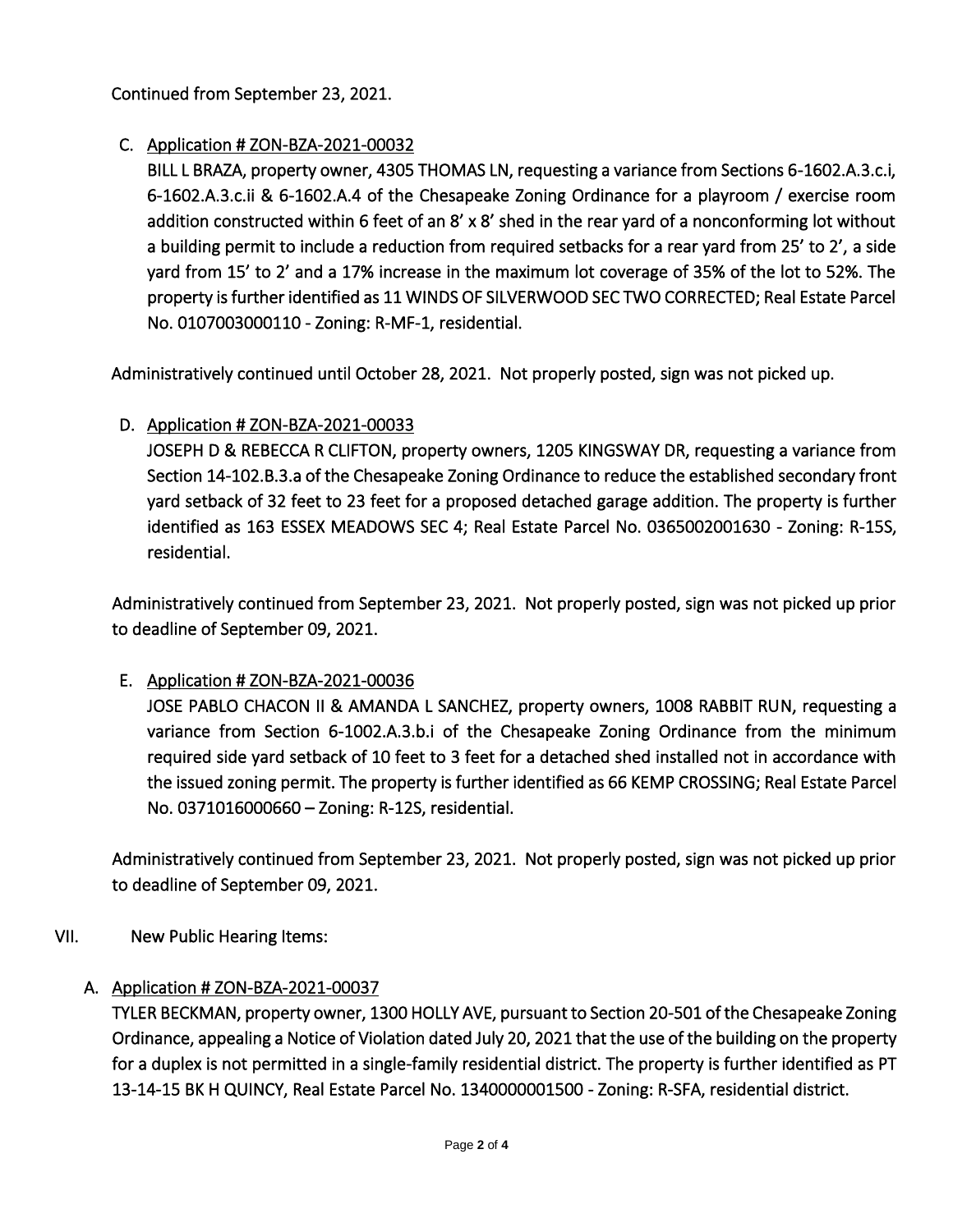Continued from September 23, 2021.

C. Application # ZON-BZA-2021-00032

BILL L BRAZA, property owner, 4305 THOMAS LN, requesting a variance from Sections 6-1602.A.3.c.i, 6-1602.A.3.c.ii & 6-1602.A.4 of the Chesapeake Zoning Ordinance for a playroom / exercise room addition constructed within 6 feet of an 8' x 8' shed in the rear yard of a nonconforming lot without a building permit to include a reduction from required setbacks for a rear yard from 25' to 2', a side yard from 15' to 2' and a 17% increase in the maximum lot coverage of 35% of the lot to 52%. The property is further identified as 11 WINDS OF SILVERWOOD SEC TWO CORRECTED; Real Estate Parcel No. 0107003000110 - Zoning: R-MF-1, residential.

Administratively continued until October 28, 2021. Not properly posted, sign was not picked up.

D. Application # ZON-BZA-2021-00033

JOSEPH D & REBECCA R CLIFTON, property owners, 1205 KINGSWAY DR, requesting a variance from Section 14-102.B.3.a of the Chesapeake Zoning Ordinance to reduce the established secondary front yard setback of 32 feet to 23 feet for a proposed detached garage addition. The property is further identified as 163 ESSEX MEADOWS SEC 4; Real Estate Parcel No. 0365002001630 - Zoning: R-15S, residential.

Administratively continued from September 23, 2021. Not properly posted, sign was not picked up prior to deadline of September 09, 2021.

E. Application # ZON-BZA-2021-00036

JOSE PABLO CHACON II & AMANDA L SANCHEZ, property owners, 1008 RABBIT RUN, requesting a variance from Section 6-1002.A.3.b.i of the Chesapeake Zoning Ordinance from the minimum required side yard setback of 10 feet to 3 feet for a detached shed installed not in accordance with the issued zoning permit. The property is further identified as 66 KEMP CROSSING; Real Estate Parcel No. 0371016000660 – Zoning: R-12S, residential.

Administratively continued from September 23, 2021. Not properly posted, sign was not picked up prior to deadline of September 09, 2021.

VII. New Public Hearing Items:

A. Application # ZON-BZA-2021-00037

TYLER BECKMAN, property owner, 1300 HOLLY AVE, pursuant to Section 20-501 of the Chesapeake Zoning Ordinance, appealing a Notice of Violation dated July 20, 2021 that the use of the building on the property for a duplex is not permitted in a single-family residential district. The property is further identified as PT 13-14-15 BK H QUINCY, Real Estate Parcel No. 1340000001500 - Zoning: R-SFA, residential district.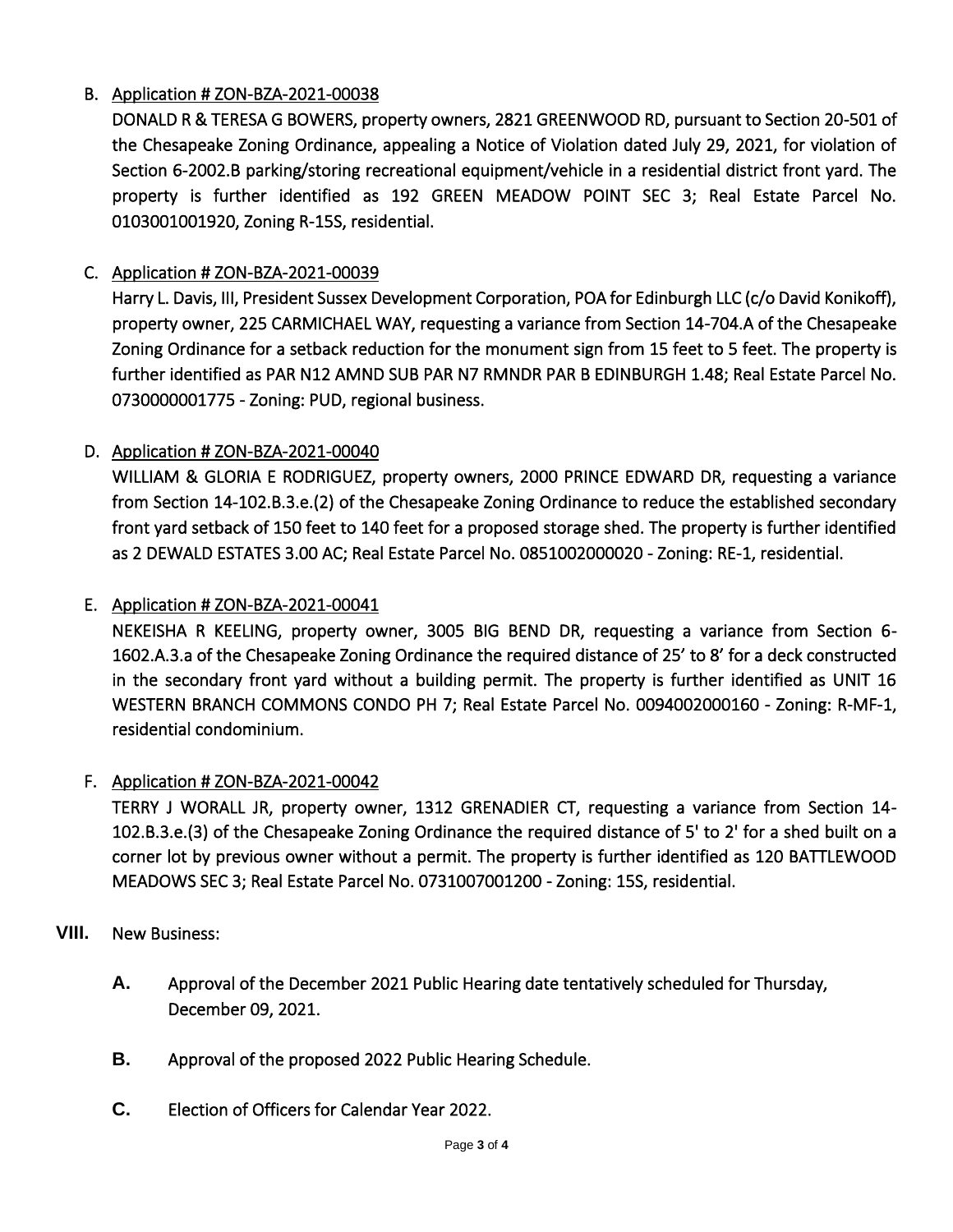B. Application # ZON-BZA-2021-00038

   DONALD R & TERESA G BOWERS, property owners, 2821 GREENWOOD RD, pursuant to Section 20-501 of the Chesapeake Zoning Ordinance, appealing a Notice of Violation dated July 29, 2021, for violation of Section 6-2002.B parking/storing recreational equipment/vehicle in a residential district front yard. The property is further identified as 192 GREEN MEADOW POINT SEC 3; Real Estate Parcel No. 0103001001920, Zoning R-15S, residential.

C. Application # ZON-BZA-2021-00039

   Harry L. Davis, III, President Sussex Development Corporation, POA for Edinburgh LLC (c/o David Konikoff), property owner, 225 CARMICHAEL WAY, requesting a variance from Section 14-704.A of the Chesapeake Zoning Ordinance for a setback reduction for the monument sign from 15 feet to 5 feet. The property is further identified as PAR N12 AMND SUB PAR N7 RMNDR PAR B EDINBURGH 1.48; Real Estate Parcel No. 0730000001775 - Zoning: PUD, regional business.

D. Application # ZON-BZA-2021-00040

   WILLIAM & GLORIA E RODRIGUEZ, property owners, 2000 PRINCE EDWARD DR, requesting a variance from Section 14-102.B.3.e.(2) of the Chesapeake Zoning Ordinance to reduce the established secondary front yard setback of 150 feet to 140 feet for a proposed storage shed. The property is further identified as 2 DEWALD ESTATES 3.00 AC; Real Estate Parcel No. 0851002000020 - Zoning: RE-1, residential.

E. Application # ZON-BZA-2021-00041

   NEKEISHA R KEELING, property owner, 3005 BIG BEND DR, requesting a variance from Section 6-1602.A.3.a of the Chesapeake Zoning Ordinance the required distance of 25' to 8' for a deck constructed in the secondary front yard without a building permit. The property is further identified as UNIT 16 WESTERN BRANCH COMMONS CONDO PH 7; Real Estate Parcel No. 0094002000160 - Zoning: R-MF-1, residential condominium.

F. Application # ZON-BZA-2021-00042

   TERRY J WORALL JR, property owner, 1312 GRENADIER CT, requesting a variance from Section 14-102.B.3.e.(3) of the Chesapeake Zoning Ordinance the required distance of 5' to 2' for a shed built on a corner lot by previous owner without a permit. The property is further identified as 120 BATTLEWOOD MEADOWS SEC 3; Real Estate Parcel No. 0731007001200 - Zoning: 15S, residential.

**VIII.** New Business:

**A.** Approval of the December 2021 Public Hearing date tentatively scheduled for Thursday, December 09, 2021.

**B.** Approval of the proposed 2022 Public Hearing Schedule.

**C.** Election of Officers for Calendar Year 2022.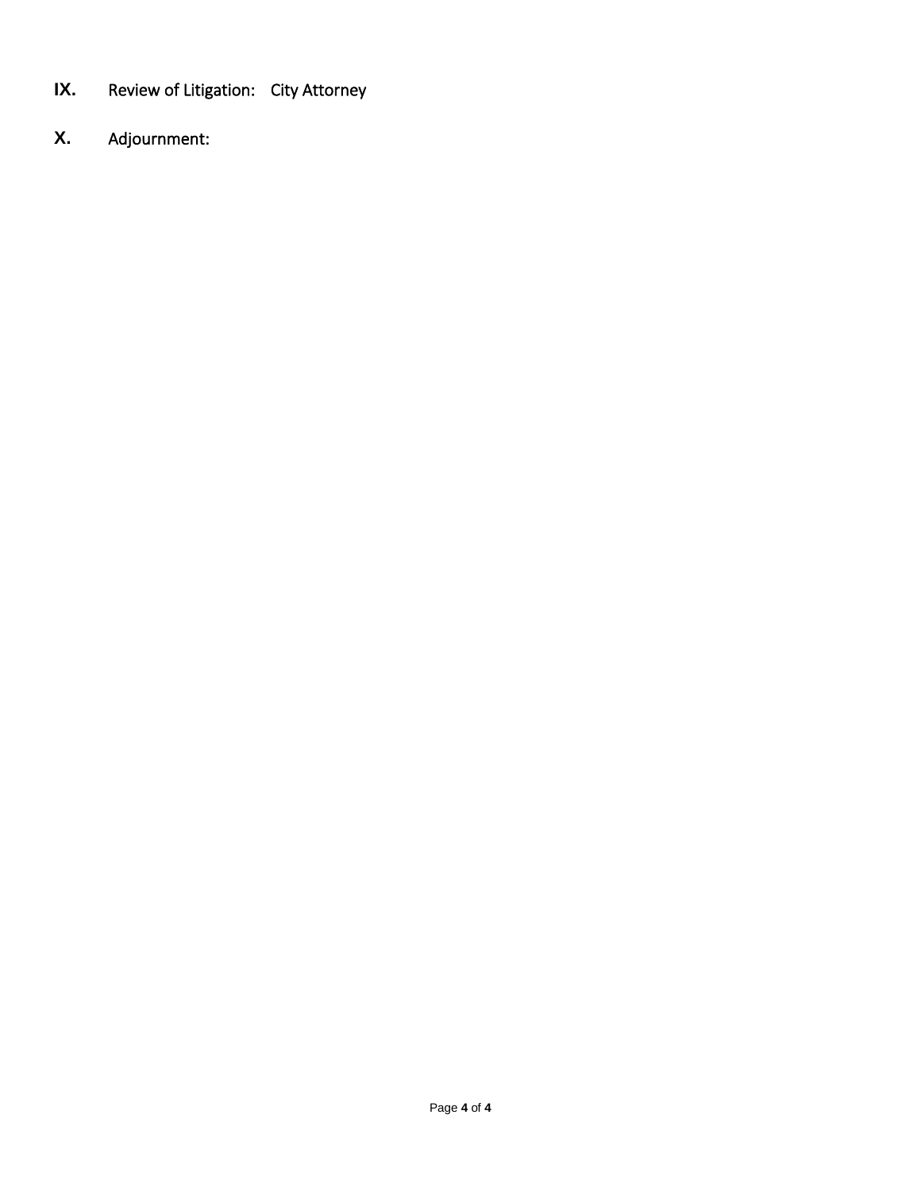**IX.** Review of Litigation: City Attorney

**X.** Adjournment: